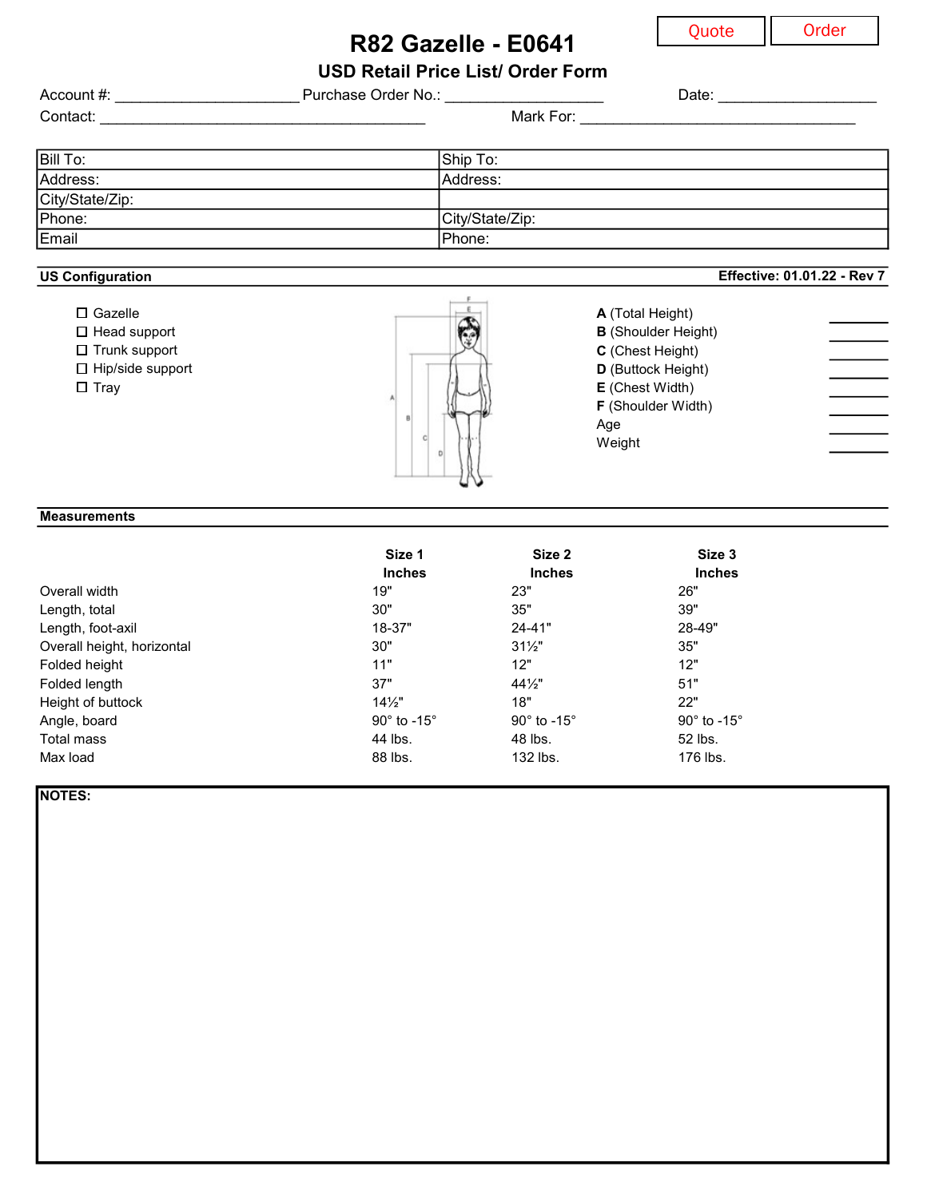Quote | Order

# R82 Gazelle - E0641

## USD Retail Price List/ Order Form

Account #: ______________________ Purchase Order No.: ___________________ Date: ___________________

Contact: _______________________________________ Mark For: _________________________________

| Bill To: | Ship To: |
|---|---|
| Address: | Address: |
| City/State/Zip: | |
| Phone: | City/State/Zip: |
| Email | Phone: |

**US Configuration** **Effective: 01.01.22 - Rev 7**

- ☐ Gazelle
- ☐ Head support
- ☐ Trunk support
- ☐ Hip/side support
- ☐ Tray

**A** (Total Height) ______
**B** (Shoulder Height) ______
**C** (Chest Height) ______
**D** (Buttock Height) ______
**E** (Chest Width) ______
**F** (Shoulder Width) ______
Age ______
Weight ______

**Measurements**

| | Size 1 Inches | Size 2 Inches | Size 3 Inches |
|---|---|---|---|
| Overall width | 19" | 23" | 26" |
| Length, total | 30" | 35" | 39" |
| Length, foot-axil | 18-37" | 24-41" | 28-49" |
| Overall height, horizontal | 30" | 31½" | 35" |
| Folded height | 11" | 12" | 12" |
| Folded length | 37" | 44½" | 51" |
| Height of buttock | 14½" | 18" | 22" |
| Angle, board | 90° to -15° | 90° to -15° | 90° to -15° |
| Total mass | 44 lbs. | 48 lbs. | 52 lbs. |
| Max load | 88 lbs. | 132 lbs. | 176 lbs. |

**NOTES:**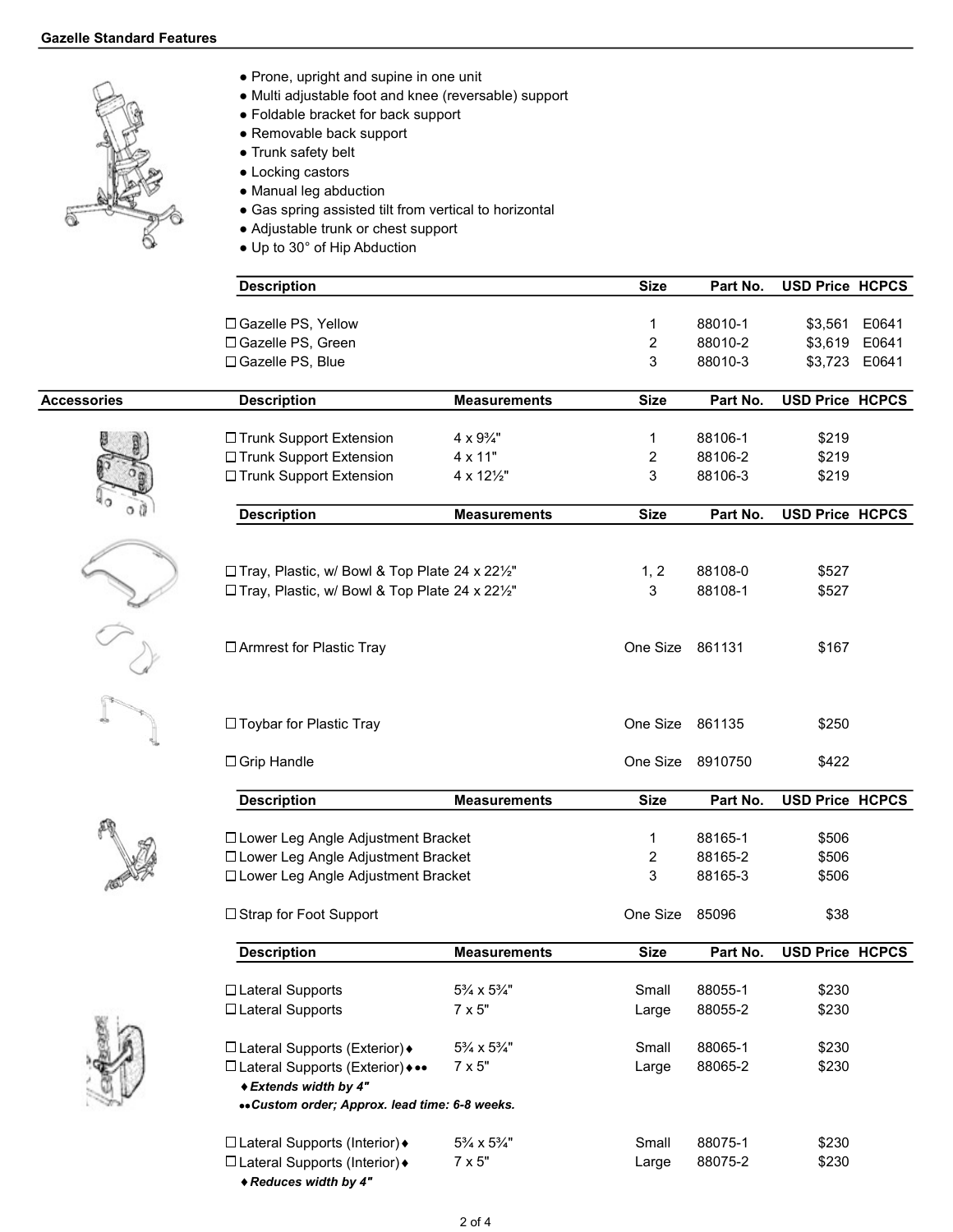**Gazelle Standard Features**

- Prone, upright and supine in one unit
- Multi adjustable foot and knee (reversable) support
- Foldable bracket for back support
- Removable back support
- Trunk safety belt
- Locking castors
- Manual leg abduction
- Gas spring assisted tilt from vertical to horizontal
- Adjustable trunk or chest support
- Up to 30° of Hip Abduction

| Description | Size | Part No. | USD Price | HCPCS |
|---|---|---|---|---|
| ☐ Gazelle PS, Yellow | 1 | 88010-1 | $3,561 | E0641 |
| ☐ Gazelle PS, Green | 2 | 88010-2 | $3,619 | E0641 |
| ☐ Gazelle PS, Blue | 3 | 88010-3 | $3,723 | E0641 |

**Accessories**

| Description | Measurements | Size | Part No. | USD Price | HCPCS |
|---|---|---|---|---|---|
| ☐ Trunk Support Extension | 4 x 9¾" | 1 | 88106-1 | $219 | |
| ☐ Trunk Support Extension | 4 x 11" | 2 | 88106-2 | $219 | |
| ☐ Trunk Support Extension | 4 x 12½" | 3 | 88106-3 | $219 | |

| Description | Measurements | Size | Part No. | USD Price | HCPCS |
|---|---|---|---|---|---|
| ☐ Tray, Plastic, w/ Bowl & Top Plate | 24 x 22½" | 1, 2 | 88108-0 | $527 | |
| ☐ Tray, Plastic, w/ Bowl & Top Plate | 24 x 22½" | 3 | 88108-1 | $527 | |
| ☐ Armrest for Plastic Tray | | One Size | 861131 | $167 | |
| ☐ Toybar for Plastic Tray | | One Size | 861135 | $250 | |
| ☐ Grip Handle | | One Size | 8910750 | $422 | |

| Description | Measurements | Size | Part No. | USD Price | HCPCS |
|---|---|---|---|---|---|
| ☐ Lower Leg Angle Adjustment Bracket | | 1 | 88165-1 | $506 | |
| ☐ Lower Leg Angle Adjustment Bracket | | 2 | 88165-2 | $506 | |
| ☐ Lower Leg Angle Adjustment Bracket | | 3 | 88165-3 | $506 | |
| ☐ Strap for Foot Support | | One Size | 85096 | $38 | |

| Description | Measurements | Size | Part No. | USD Price | HCPCS |
|---|---|---|---|---|---|
| ☐ Lateral Supports | 5¾ x 5¾" | Small | 88055-1 | $230 | |
| ☐ Lateral Supports | 7 x 5" | Large | 88055-2 | $230 | |
| ☐ Lateral Supports (Exterior)♦ | 5¾ x 5¾" | Small | 88065-1 | $230 | |
| ☐ Lateral Supports (Exterior)♦●● | 7 x 5" | Large | 88065-2 | $230 | |
| ☐ Lateral Supports (Interior)♦ | 5¾ x 5¾" | Small | 88075-1 | $230 | |
| ☐ Lateral Supports (Interior)♦ | 7 x 5" | Large | 88075-2 | $230 | |

*♦ Extends width by 4" (Lateral Supports (Exterior))*

*●● Custom order; Approx. lead time: 6-8 weeks.*

*♦ Reduces width by 4" (Lateral Supports (Interior))*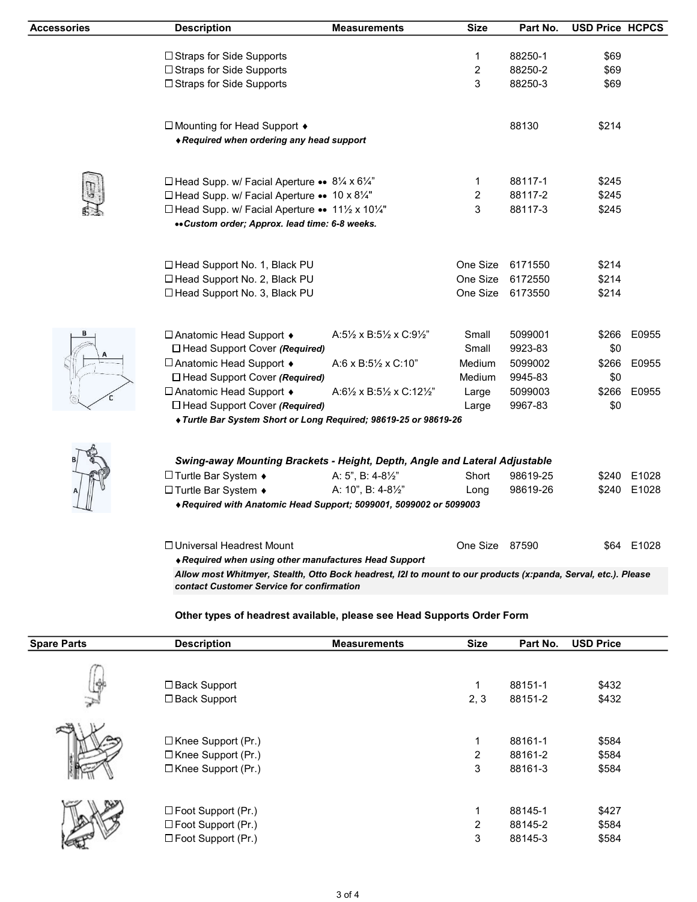| Accessories | Description | Measurements | Size | Part No. | USD Price | HCPCS |
|---|---|---|---|---|---|---|
| | ☐ Straps for Side Supports | | 1 | 88250-1 | $69 | |
| | ☐ Straps for Side Supports | | 2 | 88250-2 | $69 | |
| | ☐ Straps for Side Supports | | 3 | 88250-3 | $69 | |
| | ☐ Mounting for Head Support ♦ | | | 88130 | $214 | |
| | ***♦Required when ordering any head support*** | | | | | |
| | ☐ Head Supp. w/ Facial Aperture •• | 8¼ x 6¼" | 1 | 88117-1 | $245 | |
| | ☐ Head Supp. w/ Facial Aperture •• | 10 x 8¼" | 2 | 88117-2 | $245 | |
| | ☐ Head Supp. w/ Facial Aperture •• | 11½ x 10¼" | 3 | 88117-3 | $245 | |
| | ***••Custom order; Approx. lead time: 6-8 weeks.*** | | | | | |
| | ☐ Head Support No. 1, Black PU | | One Size | 6171550 | $214 | |
| | ☐ Head Support No. 2, Black PU | | One Size | 6172550 | $214 | |
| | ☐ Head Support No. 3, Black PU | | One Size | 6173550 | $214 | |
| | ☐ Anatomic Head Support ♦ | A:5½ x B:5½ x C:9½" | Small | 5099001 | $266 | E0955 |
| | ☐ Head Support Cover ***(Required)*** | | Small | 9923-83 | $0 | |
| | ☐ Anatomic Head Support ♦ | A:6 x B:5½ x C:10" | Medium | 5099002 | $266 | E0955 |
| | ☐ Head Support Cover ***(Required)*** | | Medium | 9945-83 | $0 | |
| | ☐ Anatomic Head Support ♦ | A:6½ x B:5½ x C:12½" | Large | 5099003 | $266 | E0955 |
| | ☐ Head Support Cover ***(Required)*** | | Large | 9967-83 | $0 | |
| | ***♦Turtle Bar System Short or Long Required; 98619-25 or 98619-26*** | | | | | |
| | ***Swing-away Mounting Brackets - Height, Depth, Angle and Lateral Adjustable*** | | | | | |
| | ☐ Turtle Bar System ♦ | A: 5", B: 4-8½" | Short | 98619-25 | $240 | E1028 |
| | ☐ Turtle Bar System ♦ | A: 10", B: 4-8½" | Long | 98619-26 | $240 | E1028 |
| | ***♦Required with Anatomic Head Support; 5099001, 5099002 or 5099003*** | | | | | |
| | ☐ Universal Headrest Mount | | One Size | 87590 | $64 | E1028 |
| | ***♦Required when using other manufactures Head Support*** | | | | | |
| | ***Allow most Whitmyer, Stealth, Otto Bock headrest, I2I to mount to our products (x:panda, Serval, etc.). Please contact Customer Service for confirmation*** | | | | | |

**Other types of headrest available, please see Head Supports Order Form**

| Spare Parts | Description | Measurements | Size | Part No. | USD Price |
|---|---|---|---|---|---|
| | ☐ Back Support | | 1 | 88151-1 | $432 |
| | ☐ Back Support | | 2, 3 | 88151-2 | $432 |
| | ☐ Knee Support (Pr.) | | 1 | 88161-1 | $584 |
| | ☐ Knee Support (Pr.) | | 2 | 88161-2 | $584 |
| | ☐ Knee Support (Pr.) | | 3 | 88161-3 | $584 |
| | ☐ Foot Support (Pr.) | | 1 | 88145-1 | $427 |
| | ☐ Foot Support (Pr.) | | 2 | 88145-2 | $584 |
| | ☐ Foot Support (Pr.) | | 3 | 88145-3 | $584 |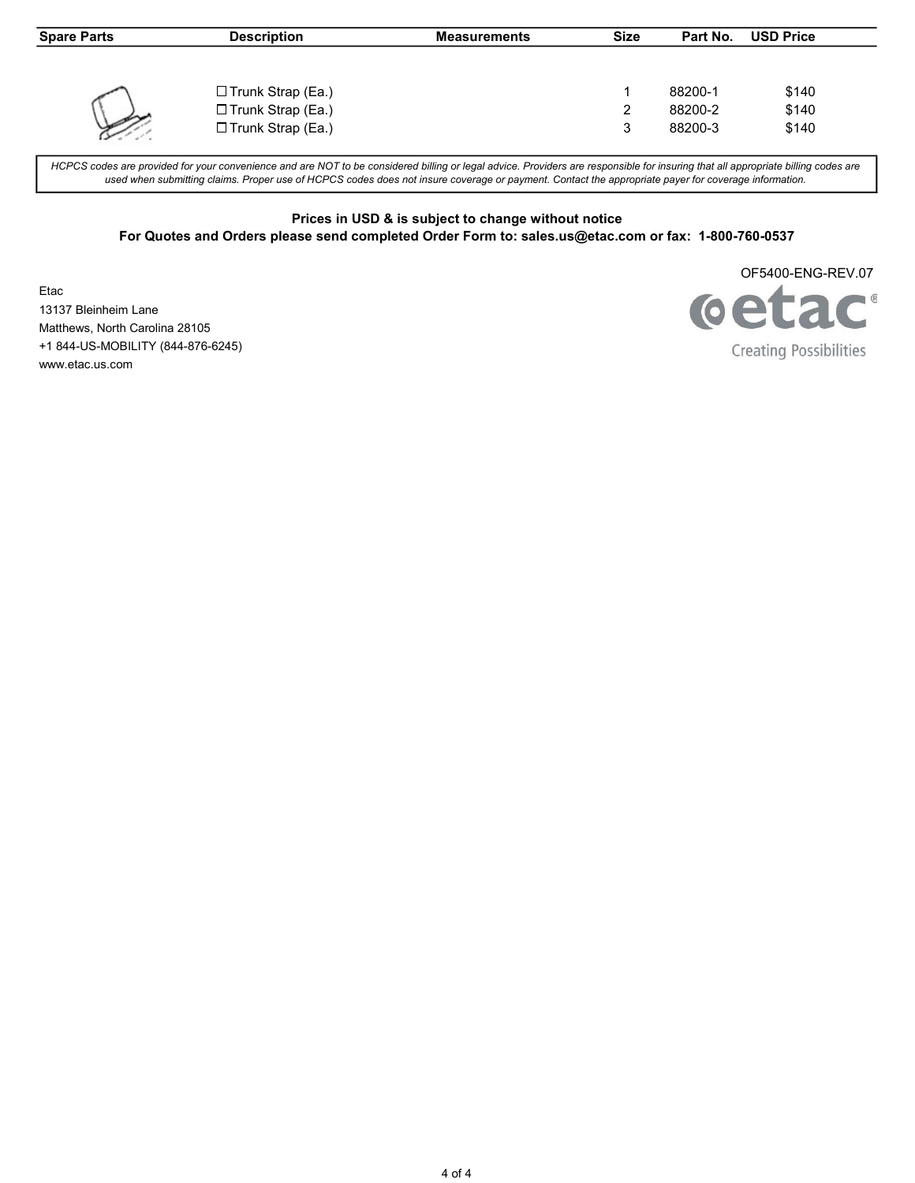| Spare Parts | Description | Measurements | Size | Part No. | USD Price |
|---|---|---|---|---|---|
| | ☐ Trunk Strap (Ea.) | | 1 | 88200-1 | $140 |
| | ☐ Trunk Strap (Ea.) | | 2 | 88200-2 | $140 |
| | ☐ Trunk Strap (Ea.) | | 3 | 88200-3 | $140 |

*HCPCS codes are provided for your convenience and are NOT to be considered billing or legal advice. Providers are responsible for insuring that all appropriate billing codes are used when submitting claims. Proper use of HCPCS codes does not insure coverage or payment. Contact the appropriate payer for coverage information.*

**Prices in USD & is subject to change without notice**
**For Quotes and Orders please send completed Order Form to: sales.us@etac.com or fax: 1-800-760-0537**

OF5400-ENG-REV.07

Etac
13137 Bleinheim Lane
Matthews, North Carolina 28105
+1 844-US-MOBILITY (844-876-6245)
www.etac.us.com

etac®
Creating Possibilities